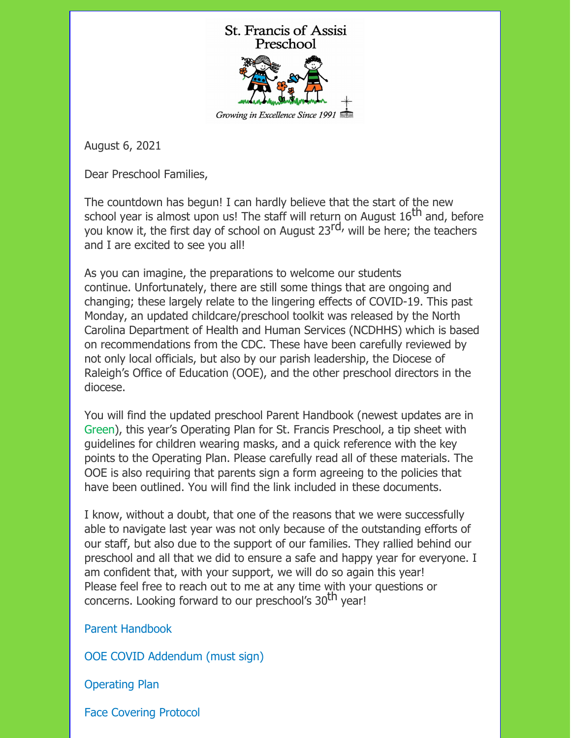St. Francis of Assisi Preschool

*Growing in Excellence Since 1991*

August 6, 2021

Dear Preschool Families,

The countdown has begun! I can hardly believe that the start of the new school year is almost upon us! The staff will return on August 16th and, before you know it, the first day of school on August 23rd, will be here; the teachers and I are excited to see you all!

As you can imagine, the preparations to welcome our students continue. Unfortunately, there are still some things that are ongoing and changing; these largely relate to the lingering effects of COVID-19. This past Monday, an updated childcare/preschool toolkit was released by the North Carolina Department of Health and Human Services (NCDHHS) which is based on recommendations from the CDC. These have been carefully reviewed by not only local officials, but also by our parish leadership, the Diocese of Raleigh's Office of Education (OOE), and the other preschool directors in the diocese.

You will find the updated preschool Parent Handbook (newest updates are in Green), this year's Operating Plan for St. Francis Preschool, a tip sheet with guidelines for children wearing masks, and a quick reference with the key points to the Operating Plan. Please carefully read all of these materials. The OOE is also requiring that parents sign a form agreeing to the policies that have been outlined. You will find the link included in these documents.

I know, without a doubt, that one of the reasons that we were successfully able to navigate last year was not only because of the outstanding efforts of our staff, but also due to the support of our families. They rallied behind our preschool and all that we did to ensure a safe and happy year for everyone. I am confident that, with your support, we will do so again this year! Please feel free to reach out to me at any time with your questions or concerns. Looking forward to our preschool's 30th year!

Parent Handbook

OOE COVID Addendum (must sign)

Operating Plan

Face Covering Protocol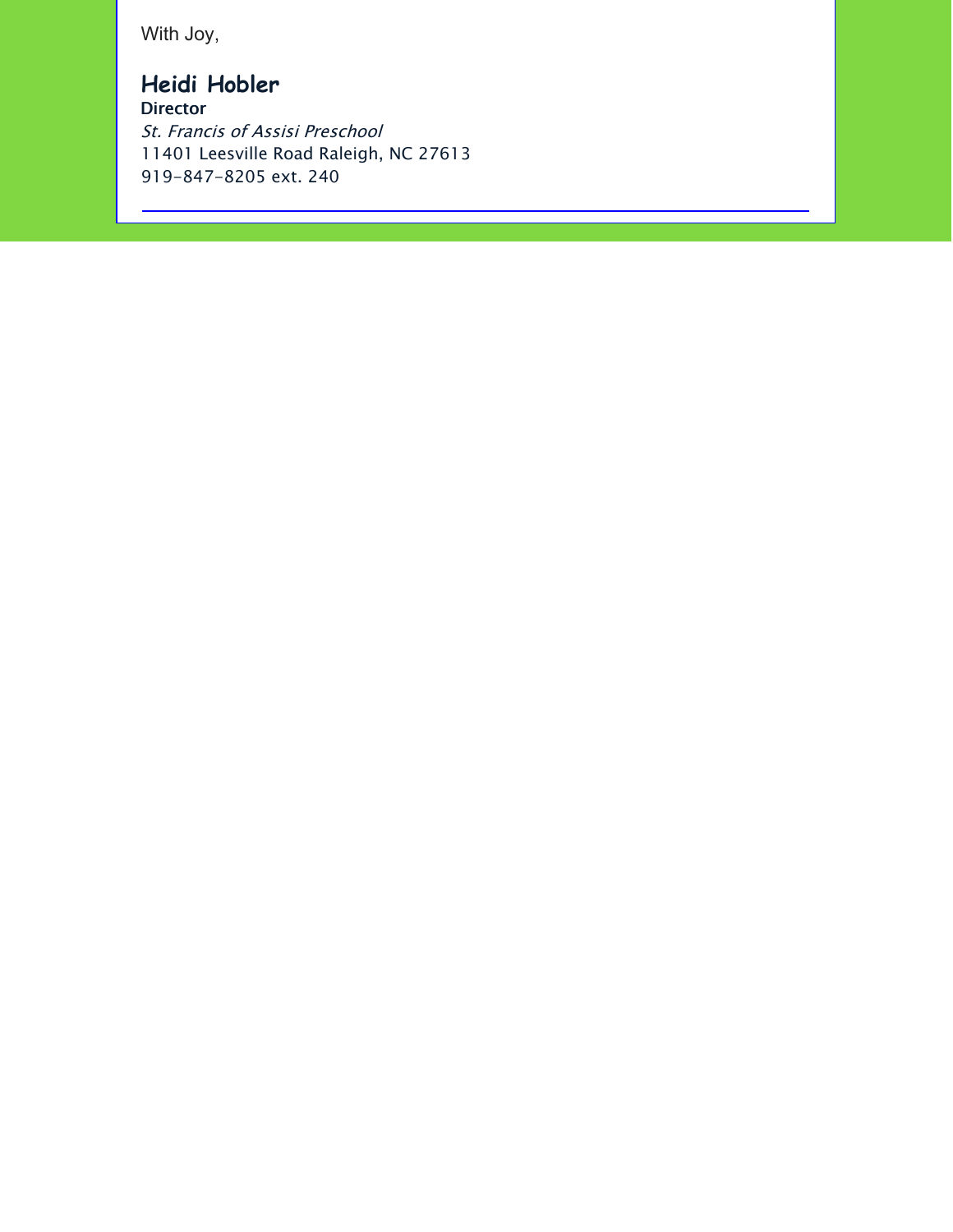With Joy,

**Heidi Hobler**
**Director**
*St. Francis of Assisi Preschool*
11401 Leesville Road Raleigh, NC 27613
919-847-8205 ext. 240